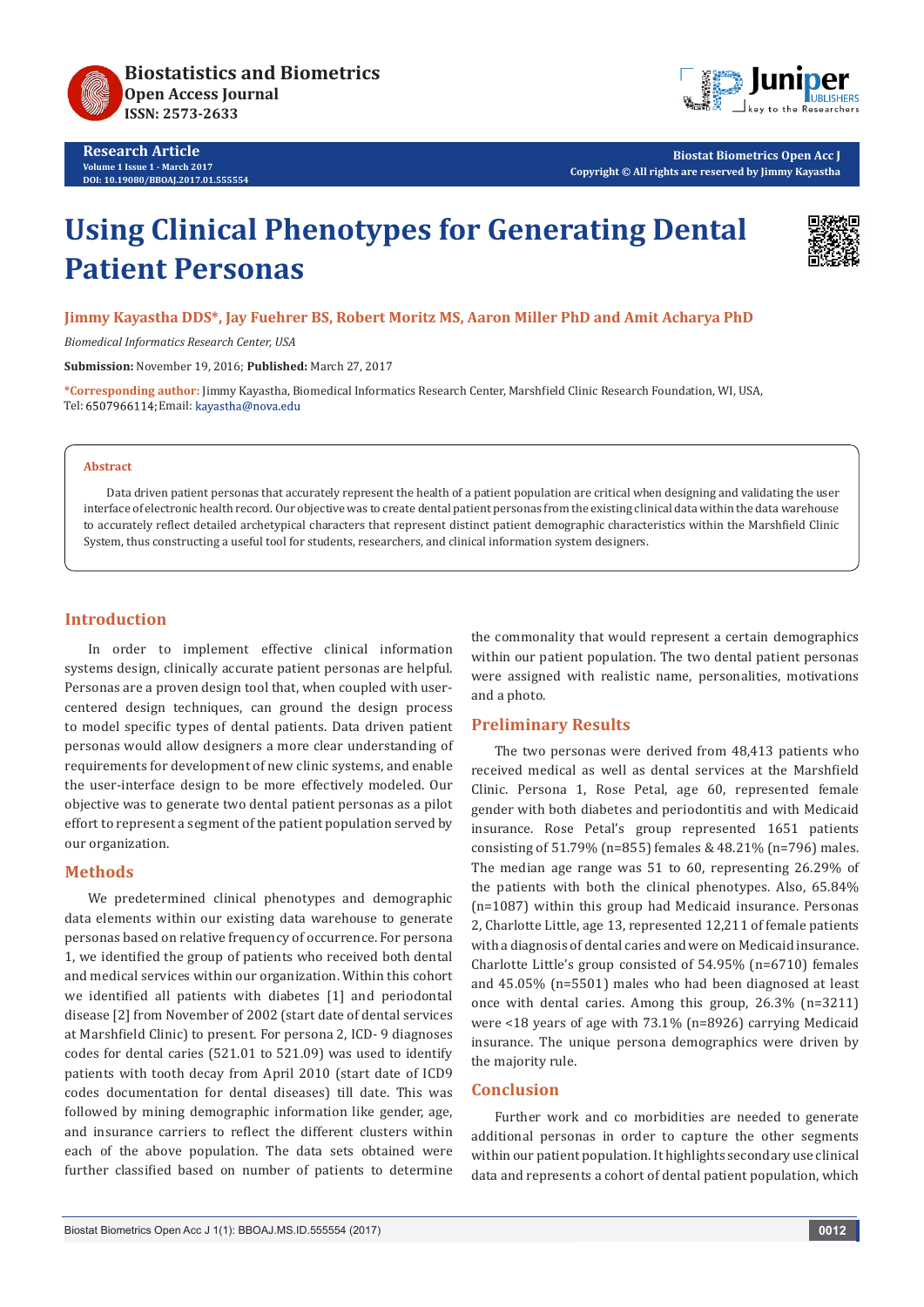Research Article

# Using Clinical Phenotypes for Generating Dental Patient Personas

**Jimmy Kayastha DDS*, Jay Fuehrer BS, Robert Moritz MS, Aaron Miller PhD and Amit Acharya PhD**

*Biomedical Informatics Research Center, USA*

**Submission:** November 19, 2016; **Published:** March 27, 2017

***Corresponding author:** Jimmy Kayastha, Biomedical Informatics Research Center, Marshfield Clinic Research Foundation, WI, USA, Tel: 6507966114; Email: kayastha@nova.edu

## Abstract

Data driven patient personas that accurately represent the health of a patient population are critical when designing and validating the user interface of electronic health record. Our objective was to create dental patient personas from the existing clinical data within the data warehouse to accurately reflect detailed archetypical characters that represent distinct patient demographic characteristics within the Marshfield Clinic System, thus constructing a useful tool for students, researchers, and clinical information system designers.

## Introduction

In order to implement effective clinical information systems design, clinically accurate patient personas are helpful. Personas are a proven design tool that, when coupled with user-centered design techniques, can ground the design process to model specific types of dental patients. Data driven patient personas would allow designers a more clear understanding of requirements for development of new clinic systems, and enable the user-interface design to be more effectively modeled. Our objective was to generate two dental patient personas as a pilot effort to represent a segment of the patient population served by our organization.

## Methods

We predetermined clinical phenotypes and demographic data elements within our existing data warehouse to generate personas based on relative frequency of occurrence. For persona 1, we identified the group of patients who received both dental and medical services within our organization. Within this cohort we identified all patients with diabetes [1] and periodontal disease [2] from November of 2002 (start date of dental services at Marshfield Clinic) to present. For persona 2, ICD- 9 diagnoses codes for dental caries (521.01 to 521.09) was used to identify patients with tooth decay from April 2010 (start date of ICD9 codes documentation for dental diseases) till date. This was followed by mining demographic information like gender, age, and insurance carriers to reflect the different clusters within each of the above population. The data sets obtained were further classified based on number of patients to determine the commonality that would represent a certain demographics within our patient population. The two dental patient personas were assigned with realistic name, personalities, motivations and a photo.

## Preliminary Results

The two personas were derived from 48,413 patients who received medical as well as dental services at the Marshfield Clinic. Persona 1, Rose Petal, age 60, represented female gender with both diabetes and periodontitis and with Medicaid insurance. Rose Petal's group represented 1651 patients consisting of 51.79% (n=855) females & 48.21% (n=796) males. The median age range was 51 to 60, representing 26.29% of the patients with both the clinical phenotypes. Also, 65.84% (n=1087) within this group had Medicaid insurance. Personas 2, Charlotte Little, age 13, represented 12,211 of female patients with a diagnosis of dental caries and were on Medicaid insurance. Charlotte Little's group consisted of 54.95% (n=6710) females and 45.05% (n=5501) males who had been diagnosed at least once with dental caries. Among this group, 26.3% (n=3211) were <18 years of age with 73.1% (n=8926) carrying Medicaid insurance. The unique persona demographics were driven by the majority rule.

## Conclusion

Further work and co morbidities are needed to generate additional personas in order to capture the other segments within our patient population. It highlights secondary use clinical data and represents a cohort of dental patient population, which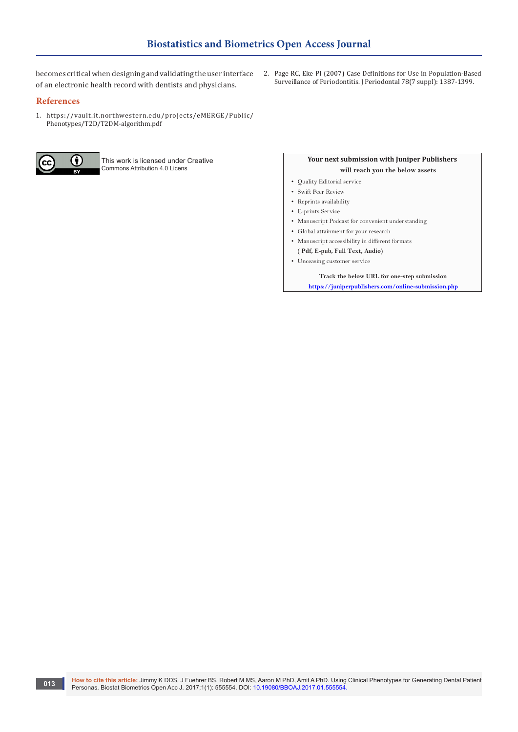becomes critical when designing and validating the user interface of an electronic health record with dentists and physicians.

## References

1. https://vault.it.northwestern.edu/projects/eMERGE/Public/Phenotypes/T2D/T2DM-algorithm.pdf
2. Page RC, Eke PI (2007) Case Definitions for Use in Population-Based Surveillance of Periodontitis. J Periodontal 78(7 suppl): 1387-1399.

This work is licensed under Creative Commons Attribution 4.0 Licens

**Your next submission with Juniper Publishers will reach you the below assets**

- Quality Editorial service
- Swift Peer Review
- Reprints availability
- E-prints Service
- Manuscript Podcast for convenient understanding
- Global attainment for your research
- Manuscript accessibility in different formats **( Pdf, E-pub, Full Text, Audio)**
- Unceasing customer service

**Track the below URL for one-step submission**

**https://juniperpublishers.com/online-submission.php**

**How to cite this article:** Jimmy K DDS, J Fuehrer BS, Robert M MS, Aaron M PhD, Amit A PhD. Using Clinical Phenotypes for Generating Dental Patient Personas. Biostat Biometrics Open Acc J. 2017;1(1): 555554. DOI: 10.19080/BBOAJ.2017.01.555554.